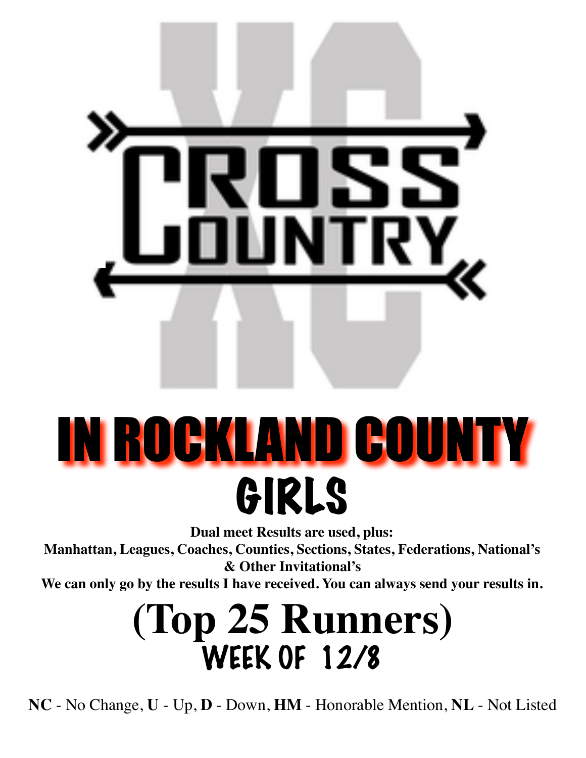# CROSS COUNTRY

# IN ROCKLAND COUNTY

## GIRLS

**Dual meet Results are used, plus:**
**Manhattan, Leagues, Coaches, Counties, Sections, States, Federations, National's & Other Invitational's**
**We can only go by the results I have received. You can always send your results in.**

# (Top 25 Runners)

## WEEK OF 12/8

**NC** - No Change, **U** - Up, **D** - Down, **HM** - Honorable Mention, **NL** - Not Listed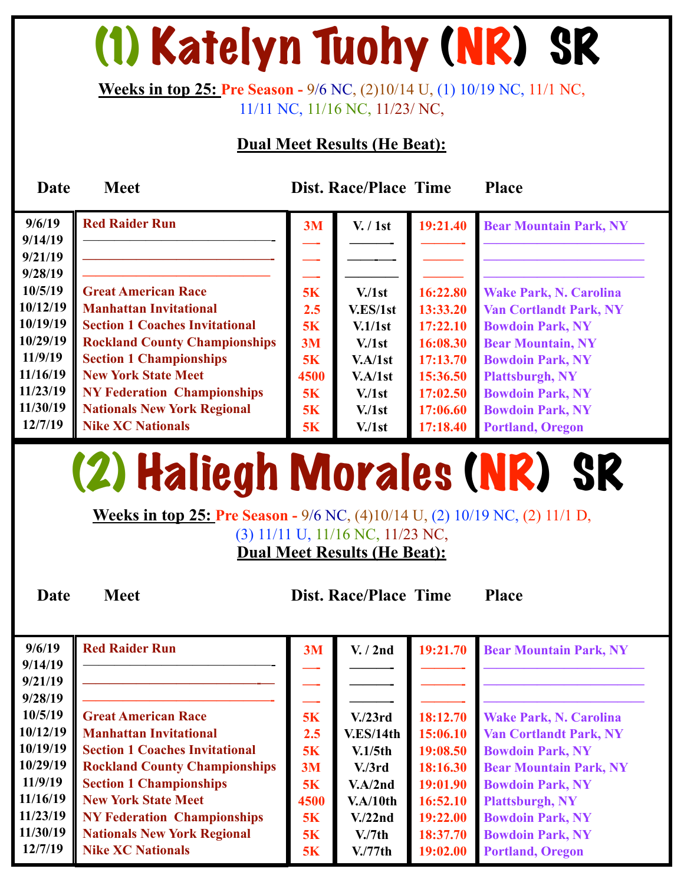# (1) Katelyn Tuohy (NR) SR

**Weeks in top 25:** Pre Season - 9/6 NC, (2)10/14 U, (1) 10/19 NC, 11/1 NC, 11/11 NC, 11/16 NC, 11/23/ NC,

**Dual Meet Results (He Beat):**

| Date | Meet | Dist. | Race/Place | Time | Place |
|---|---|---|---|---|---|
| 9/6/19 | Red Raider Run | 3M | V. / 1st | 19:21.40 | Bear Mountain Park, NY |
| 9/14/19 | | | | | |
| 9/21/19 | | | | | |
| 9/28/19 | | | | | |
| 10/5/19 | Great American Race | 5K | V./1st | 16:22.80 | Wake Park, N. Carolina |
| 10/12/19 | Manhattan Invitational | 2.5 | V.ES/1st | 13:33.20 | Van Cortlandt Park, NY |
| 10/19/19 | Section 1 Coaches Invitational | 5K | V.1/1st | 17:22.10 | Bowdoin Park, NY |
| 10/29/19 | Rockland County Championships | 3M | V./1st | 16:08.30 | Bear Mountain, NY |
| 11/9/19 | Section 1 Championships | 5K | V.A/1st | 17:13.70 | Bowdoin Park, NY |
| 11/16/19 | New York State Meet | 4500 | V.A/1st | 15:36.50 | Plattsburgh, NY |
| 11/23/19 | NY Federation Championships | 5K | V./1st | 17:02.50 | Bowdoin Park, NY |
| 11/30/19 | Nationals New York Regional | 5K | V./1st | 17:06.60 | Bowdoin Park, NY |
| 12/7/19 | Nike XC Nationals | 5K | V./1st | 17:18.40 | Portland, Oregon |

# (2) Haliegh Morales (NR) SR

**Weeks in top 25:** Pre Season - 9/6 NC, (4)10/14 U, (2) 10/19 NC, (2) 11/1 D, (3) 11/11 U, 11/16 NC, 11/23 NC,

**Dual Meet Results (He Beat):**

| Date | Meet | Dist. | Race/Place | Time | Place |
|---|---|---|---|---|---|
| 9/6/19 | Red Raider Run | 3M | V. / 2nd | 19:21.70 | Bear Mountain Park, NY |
| 9/14/19 | | | | | |
| 9/21/19 | | | | | |
| 9/28/19 | | | | | |
| 10/5/19 | Great American Race | 5K | V./23rd | 18:12.70 | Wake Park, N. Carolina |
| 10/12/19 | Manhattan Invitational | 2.5 | V.ES/14th | 15:06.10 | Van Cortlandt Park, NY |
| 10/19/19 | Section 1 Coaches Invitational | 5K | V.1/5th | 19:08.50 | Bowdoin Park, NY |
| 10/29/19 | Rockland County Championships | 3M | V./3rd | 18:16.30 | Bear Mountain Park, NY |
| 11/9/19 | Section 1 Championships | 5K | V.A/2nd | 19:01.90 | Bowdoin Park, NY |
| 11/16/19 | New York State Meet | 4500 | V.A/10th | 16:52.10 | Plattsburgh, NY |
| 11/23/19 | NY Federation Championships | 5K | V./22nd | 19:22.00 | Bowdoin Park, NY |
| 11/30/19 | Nationals New York Regional | 5K | V./7th | 18:37.70 | Bowdoin Park, NY |
| 12/7/19 | Nike XC Nationals | 5K | V./77th | 19:02.00 | Portland, Oregon |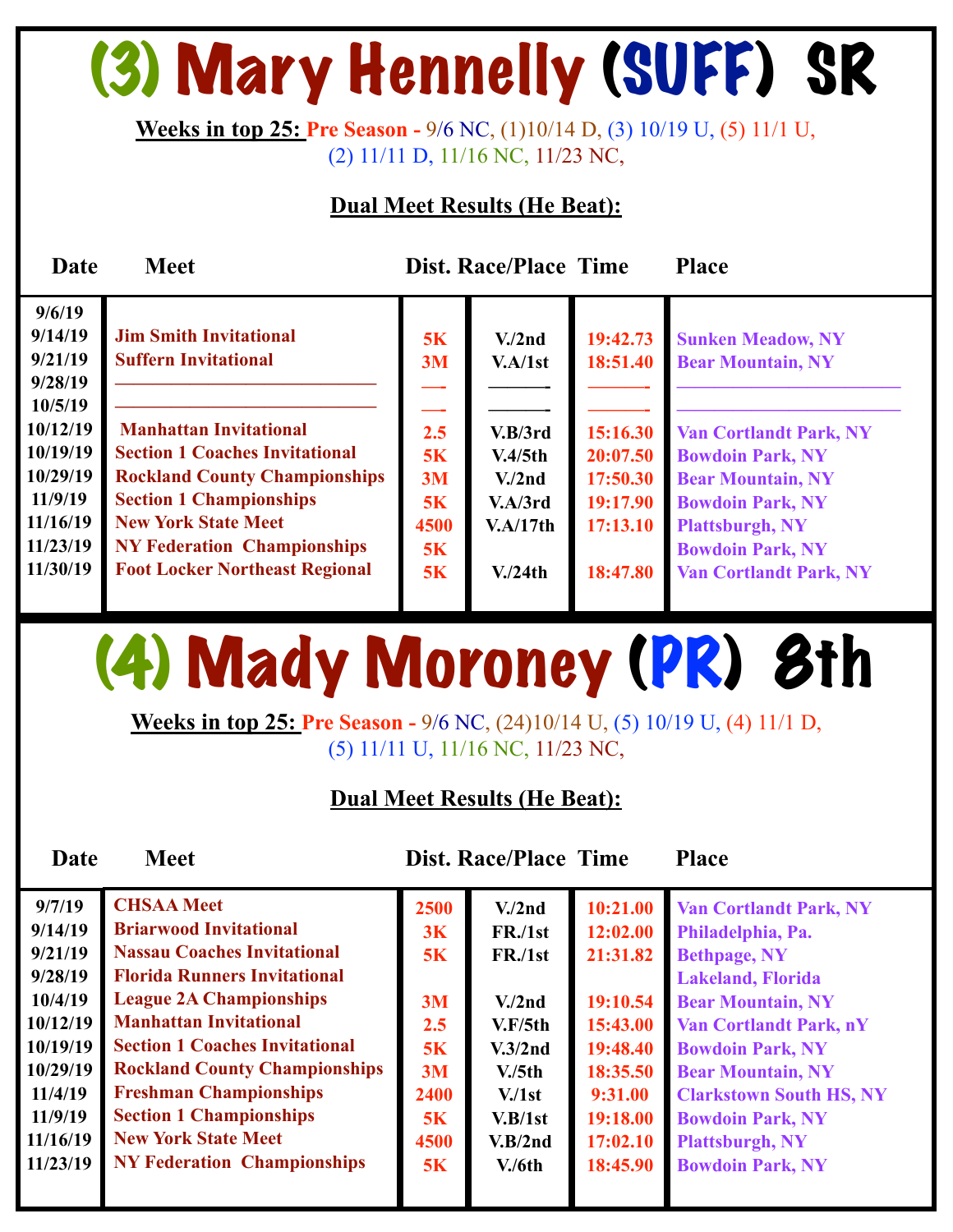# (3) Mary Hennelly (SUFF) SR

**Weeks in top 25:** Pre Season - 9/6 NC, (1)10/14 D, (3) 10/19 U, (5) 11/1 U, (2) 11/11 D, 11/16 NC, 11/23 NC,

**Dual Meet Results (He Beat):**

| Date | Meet | Dist. | Race/Place | Time | Place |
|---|---|---|---|---|---|
| 9/6/19 | | | | | |
| 9/14/19 | Jim Smith Invitational | 5K | V./2nd | 19:42.73 | Sunken Meadow, NY |
| 9/21/19 | Suffern Invitational | 3M | V.A/1st | 18:51.40 | Bear Mountain, NY |
| 9/28/19 | ———————————— | —- | ———- | ———- | ———————————— |
| 10/5/19 | ———————————— | —- | ———- | ———- | ———————————— |
| 10/12/19 | Manhattan Invitational | 2.5 | V.B/3rd | 15:16.30 | Van Cortlandt Park, NY |
| 10/19/19 | Section 1 Coaches Invitational | 5K | V.4/5th | 20:07.50 | Bowdoin Park, NY |
| 10/29/19 | Rockland County Championships | 3M | V./2nd | 17:50.30 | Bear Mountain, NY |
| 11/9/19 | Section 1 Championships | 5K | V.A/3rd | 19:17.90 | Bowdoin Park, NY |
| 11/16/19 | New York State Meet | 4500 | V.A/17th | 17:13.10 | Plattsburgh, NY |
| 11/23/19 | NY Federation Championships | 5K | | | Bowdoin Park, NY |
| 11/30/19 | Foot Locker Northeast Regional | 5K | V./24th | 18:47.80 | Van Cortlandt Park, NY |

# (4) Mady Moroney (PR) 8th

**Weeks in top 25:** Pre Season - 9/6 NC, (24)10/14 U, (5) 10/19 U, (4) 11/1 D, (5) 11/11 U, 11/16 NC, 11/23 NC,

**Dual Meet Results (He Beat):**

| Date | Meet | Dist. | Race/Place | Time | Place |
|---|---|---|---|---|---|
| 9/7/19 | CHSAA Meet | 2500 | V./2nd | 10:21.00 | Van Cortlandt Park, NY |
| 9/14/19 | Briarwood Invitational | 3K | FR./1st | 12:02.00 | Philadelphia, Pa. |
| 9/21/19 | Nassau Coaches Invitational | 5K | FR./1st | 21:31.82 | Bethpage, NY |
| 9/28/19 | Florida Runners Invitational | | | | Lakeland, Florida |
| 10/4/19 | League 2A Championships | 3M | V./2nd | 19:10.54 | Bear Mountain, NY |
| 10/12/19 | Manhattan Invitational | 2.5 | V.F/5th | 15:43.00 | Van Cortlandt Park, nY |
| 10/19/19 | Section 1 Coaches Invitational | 5K | V.3/2nd | 19:48.40 | Bowdoin Park, NY |
| 10/29/19 | Rockland County Championships | 3M | V./5th | 18:35.50 | Bear Mountain, NY |
| 11/4/19 | Freshman Championships | 2400 | V./1st | 9:31.00 | Clarkstown South HS, NY |
| 11/9/19 | Section 1 Championships | 5K | V.B/1st | 19:18.00 | Bowdoin Park, NY |
| 11/16/19 | New York State Meet | 4500 | V.B/2nd | 17:02.10 | Plattsburgh, NY |
| 11/23/19 | NY Federation Championships | 5K | V./6th | 18:45.90 | Bowdoin Park, NY |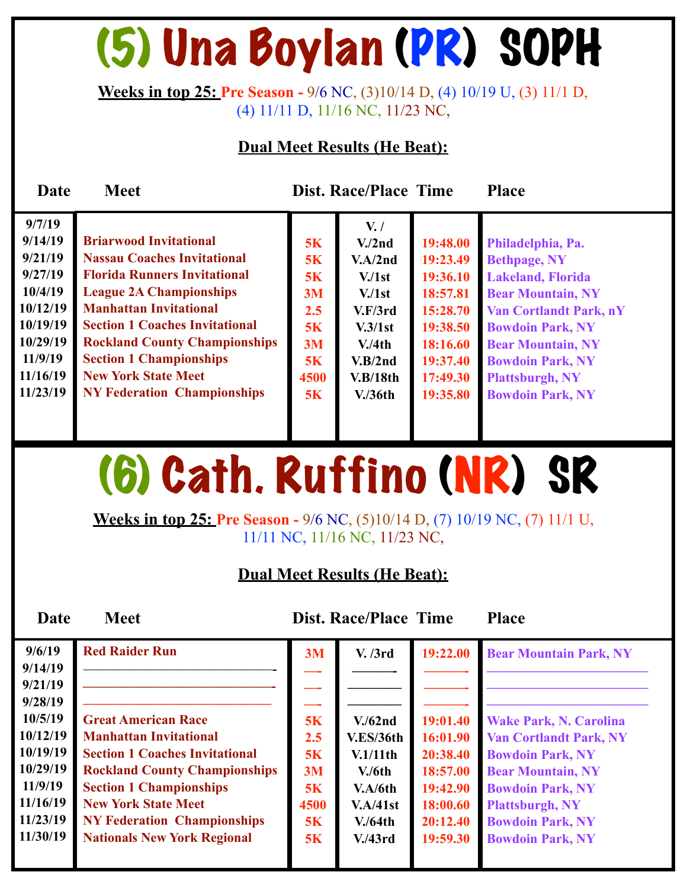# (5) Una Boylan (PR) SOPH

**Weeks in top 25:** Pre Season - 9/6 NC, (3)10/14 D, (4) 10/19 U, (3) 11/1 D, (4) 11/11 D, 11/16 NC, 11/23 NC,

**Dual Meet Results (He Beat):**

| Date | Meet | Dist. | Race/Place | Time | Place |
|---|---|---|---|---|---|
| 9/7/19 | | | V. / | | |
| 9/14/19 | Briarwood Invitational | 5K | V./2nd | 19:48.00 | Philadelphia, Pa. |
| 9/21/19 | Nassau Coaches Invitational | 5K | V.A/2nd | 19:23.49 | Bethpage, NY |
| 9/27/19 | Florida Runners Invitational | 5K | V./1st | 19:36.10 | Lakeland, Florida |
| 10/4/19 | League 2A Championships | 3M | V./1st | 18:57.81 | Bear Mountain, NY |
| 10/12/19 | Manhattan Invitational | 2.5 | V.F/3rd | 15:28.70 | Van Cortlandt Park, nY |
| 10/19/19 | Section 1 Coaches Invitational | 5K | V.3/1st | 19:38.50 | Bowdoin Park, NY |
| 10/29/19 | Rockland County Championships | 3M | V./4th | 18:16.60 | Bear Mountain, NY |
| 11/9/19 | Section 1 Championships | 5K | V.B/2nd | 19:37.40 | Bowdoin Park, NY |
| 11/16/19 | New York State Meet | 4500 | V.B/18th | 17:49.30 | Plattsburgh, NY |
| 11/23/19 | NY Federation Championships | 5K | V./36th | 19:35.80 | Bowdoin Park, NY |

# (6) Cath. Ruffino (NR) SR

**Weeks in top 25:** Pre Season - 9/6 NC, (5)10/14 D, (7) 10/19 NC, (7) 11/1 U, 11/11 NC, 11/16 NC, 11/23 NC,

**Dual Meet Results (He Beat):**

| Date | Meet | Dist. | Race/Place | Time | Place |
|---|---|---|---|---|---|
| 9/6/19 | Red Raider Run | 3M | V. /3rd | 19:22.00 | Bear Mountain Park, NY |
| 9/14/19 | | | | | |
| 9/21/19 | | | | | |
| 9/28/19 | | | | | |
| 10/5/19 | Great American Race | 5K | V./62nd | 19:01.40 | Wake Park, N. Carolina |
| 10/12/19 | Manhattan Invitational | 2.5 | V.ES/36th | 16:01.90 | Van Cortlandt Park, NY |
| 10/19/19 | Section 1 Coaches Invitational | 5K | V.1/11th | 20:38.40 | Bowdoin Park, NY |
| 10/29/19 | Rockland County Championships | 3M | V./6th | 18:57.00 | Bear Mountain, NY |
| 11/9/19 | Section 1 Championships | 5K | V.A/6th | 19:42.90 | Bowdoin Park, NY |
| 11/16/19 | New York State Meet | 4500 | V.A/41st | 18:00.60 | Plattsburgh, NY |
| 11/23/19 | NY Federation Championships | 5K | V./64th | 20:12.40 | Bowdoin Park, NY |
| 11/30/19 | Nationals New York Regional | 5K | V./43rd | 19:59.30 | Bowdoin Park, NY |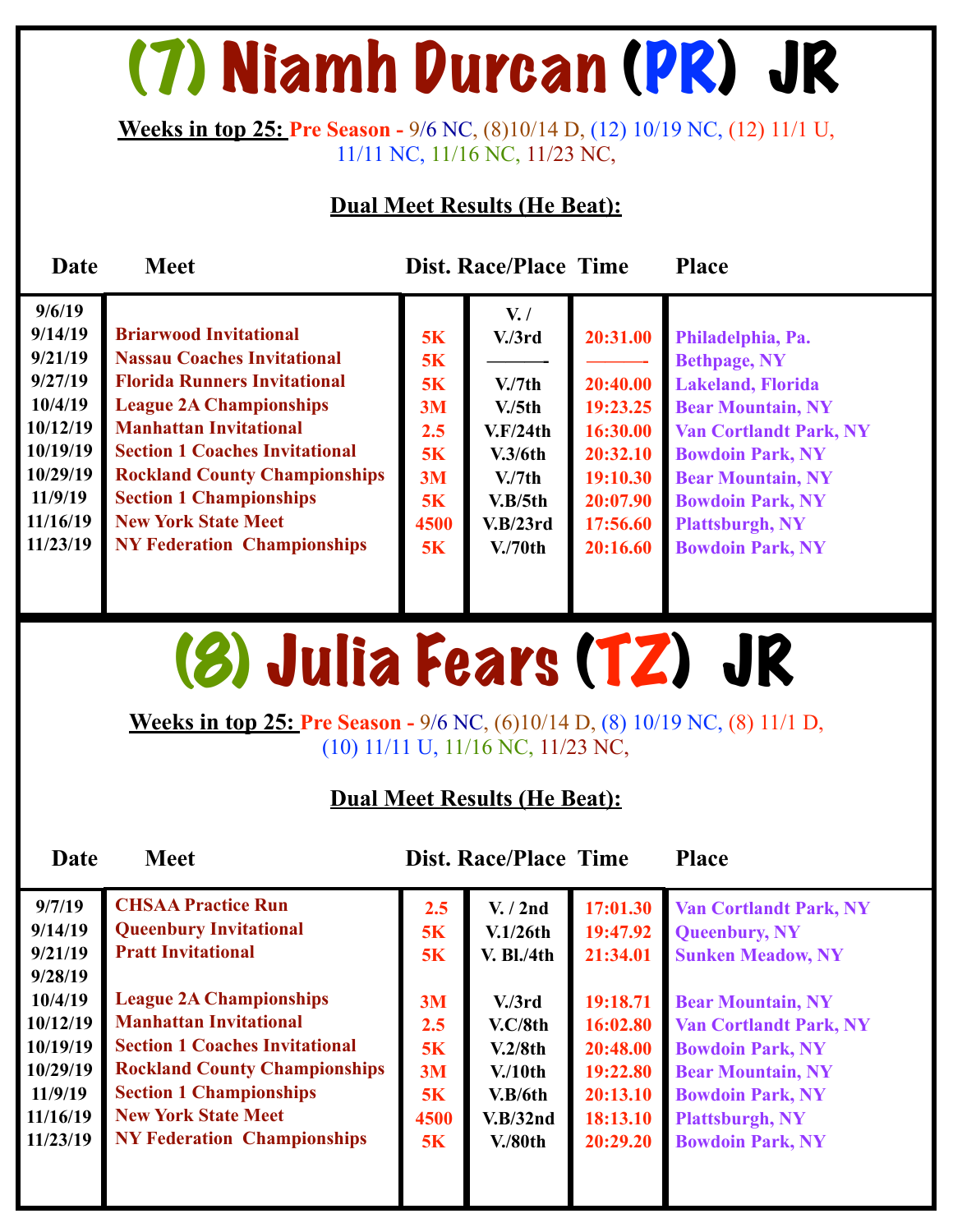# (7) Niamh Durcan (PR) JR

**Weeks in top 25:** Pre Season - 9/6 NC, (8)10/14 D, (12) 10/19 NC, (12) 11/1 U, 11/11 NC, 11/16 NC, 11/23 NC,

**Dual Meet Results (He Beat):**

| Date | Meet | Dist. | Race/Place | Time | Place |
|---|---|---|---|---|---|
| 9/6/19 | | | V. / | | |
| 9/14/19 | Briarwood Invitational | 5K | V./3rd | 20:31.00 | Philadelphia, Pa. |
| 9/21/19 | Nassau Coaches Invitational | 5K | ——— | ——— | Bethpage, NY |
| 9/27/19 | Florida Runners Invitational | 5K | V./7th | 20:40.00 | Lakeland, Florida |
| 10/4/19 | League 2A Championships | 3M | V./5th | 19:23.25 | Bear Mountain, NY |
| 10/12/19 | Manhattan Invitational | 2.5 | V.F/24th | 16:30.00 | Van Cortlandt Park, NY |
| 10/19/19 | Section 1 Coaches Invitational | 5K | V.3/6th | 20:32.10 | Bowdoin Park, NY |
| 10/29/19 | Rockland County Championships | 3M | V./7th | 19:10.30 | Bear Mountain, NY |
| 11/9/19 | Section 1 Championships | 5K | V.B/5th | 20:07.90 | Bowdoin Park, NY |
| 11/16/19 | New York State Meet | 4500 | V.B/23rd | 17:56.60 | Plattsburgh, NY |
| 11/23/19 | NY Federation Championships | 5K | V./70th | 20:16.60 | Bowdoin Park, NY |

# (8) Julia Fears (TZ) JR

**Weeks in top 25:** Pre Season - 9/6 NC, (6)10/14 D, (8) 10/19 NC, (8) 11/1 D, (10) 11/11 U, 11/16 NC, 11/23 NC,

**Dual Meet Results (He Beat):**

| Date | Meet | Dist. | Race/Place | Time | Place |
|---|---|---|---|---|---|
| 9/7/19 | CHSAA Practice Run | 2.5 | V. / 2nd | 17:01.30 | Van Cortlandt Park, NY |
| 9/14/19 | Queenbury Invitational | 5K | V.1/26th | 19:47.92 | Queenbury, NY |
| 9/21/19 | Pratt Invitational | 5K | V. Bl./4th | 21:34.01 | Sunken Meadow, NY |
| 9/28/19 | | | | | |
| 10/4/19 | League 2A Championships | 3M | V./3rd | 19:18.71 | Bear Mountain, NY |
| 10/12/19 | Manhattan Invitational | 2.5 | V.C/8th | 16:02.80 | Van Cortlandt Park, NY |
| 10/19/19 | Section 1 Coaches Invitational | 5K | V.2/8th | 20:48.00 | Bowdoin Park, NY |
| 10/29/19 | Rockland County Championships | 3M | V./10th | 19:22.80 | Bear Mountain, NY |
| 11/9/19 | Section 1 Championships | 5K | V.B/6th | 20:13.10 | Bowdoin Park, NY |
| 11/16/19 | New York State Meet | 4500 | V.B/32nd | 18:13.10 | Plattsburgh, NY |
| 11/23/19 | NY Federation Championships | 5K | V./80th | 20:29.20 | Bowdoin Park, NY |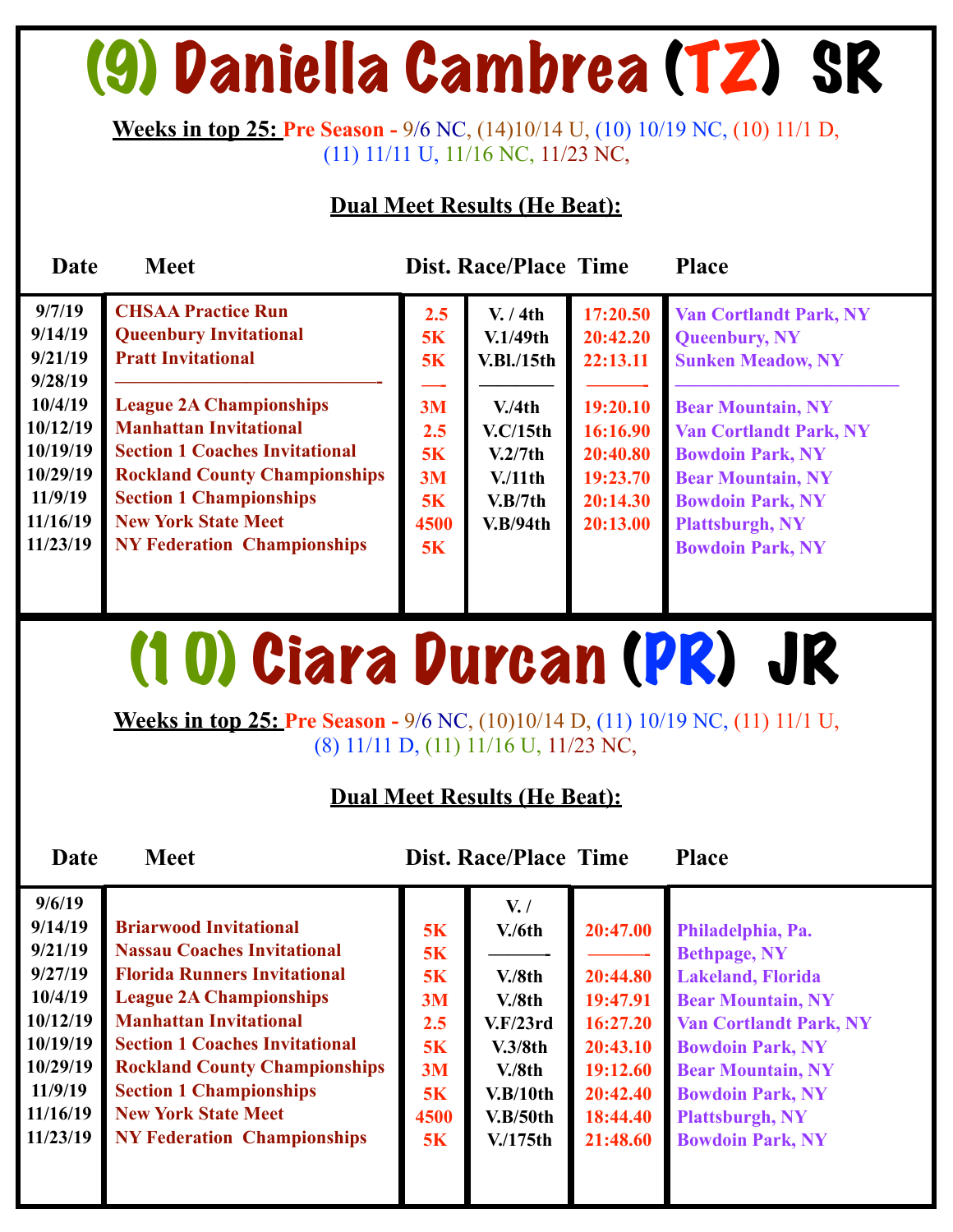# (9) Daniella Cambrea (TZ) SR

**Weeks in top 25:** Pre Season - 9/6 NC, (14)10/14 U, (10) 10/19 NC, (10) 11/1 D, (11) 11/11 U, 11/16 NC, 11/23 NC,

**Dual Meet Results (He Beat):**

| Date | Meet | Dist. | Race/Place | Time | Place |
|---|---|---|---|---|---|
| 9/7/19 | CHSAA Practice Run | 2.5 | V. / 4th | 17:20.50 | Van Cortlandt Park, NY |
| 9/14/19 | Queenbury Invitational | 5K | V.1/49th | 20:42.20 | Queenbury, NY |
| 9/21/19 | Pratt Invitational | 5K | V.Bl./15th | 22:13.11 | Sunken Meadow, NY |
| 9/28/19 | ———————————- | —- | ———— | ———- | ———————————— |
| 10/4/19 | League 2A Championships | 3M | V./4th | 19:20.10 | Bear Mountain, NY |
| 10/12/19 | Manhattan Invitational | 2.5 | V.C/15th | 16:16.90 | Van Cortlandt Park, NY |
| 10/19/19 | Section 1 Coaches Invitational | 5K | V.2/7th | 20:40.80 | Bowdoin Park, NY |
| 10/29/19 | Rockland County Championships | 3M | V./11th | 19:23.70 | Bear Mountain, NY |
| 11/9/19 | Section 1 Championships | 5K | V.B/7th | 20:14.30 | Bowdoin Park, NY |
| 11/16/19 | New York State Meet | 4500 | V.B/94th | 20:13.00 | Plattsburgh, NY |
| 11/23/19 | NY Federation Championships | 5K | | | Bowdoin Park, NY |

# (10) Ciara Durcan (PR) JR

**Weeks in top 25:** Pre Season - 9/6 NC, (10)10/14 D, (11) 10/19 NC, (11) 11/1 U, (8) 11/11 D, (11) 11/16 U, 11/23 NC,

**Dual Meet Results (He Beat):**

| Date | Meet | Dist. | Race/Place | Time | Place |
|---|---|---|---|---|---|
| 9/6/19 | | | V. / | | |
| 9/14/19 | Briarwood Invitational | 5K | V./6th | 20:47.00 | Philadelphia, Pa. |
| 9/21/19 | Nassau Coaches Invitational | 5K | ———- | ———- | Bethpage, NY |
| 9/27/19 | Florida Runners Invitational | 5K | V./8th | 20:44.80 | Lakeland, Florida |
| 10/4/19 | League 2A Championships | 3M | V./8th | 19:47.91 | Bear Mountain, NY |
| 10/12/19 | Manhattan Invitational | 2.5 | V.F/23rd | 16:27.20 | Van Cortlandt Park, NY |
| 10/19/19 | Section 1 Coaches Invitational | 5K | V.3/8th | 20:43.10 | Bowdoin Park, NY |
| 10/29/19 | Rockland County Championships | 3M | V./8th | 19:12.60 | Bear Mountain, NY |
| 11/9/19 | Section 1 Championships | 5K | V.B/10th | 20:42.40 | Bowdoin Park, NY |
| 11/16/19 | New York State Meet | 4500 | V.B/50th | 18:44.40 | Plattsburgh, NY |
| 11/23/19 | NY Federation Championships | 5K | V./175th | 21:48.60 | Bowdoin Park, NY |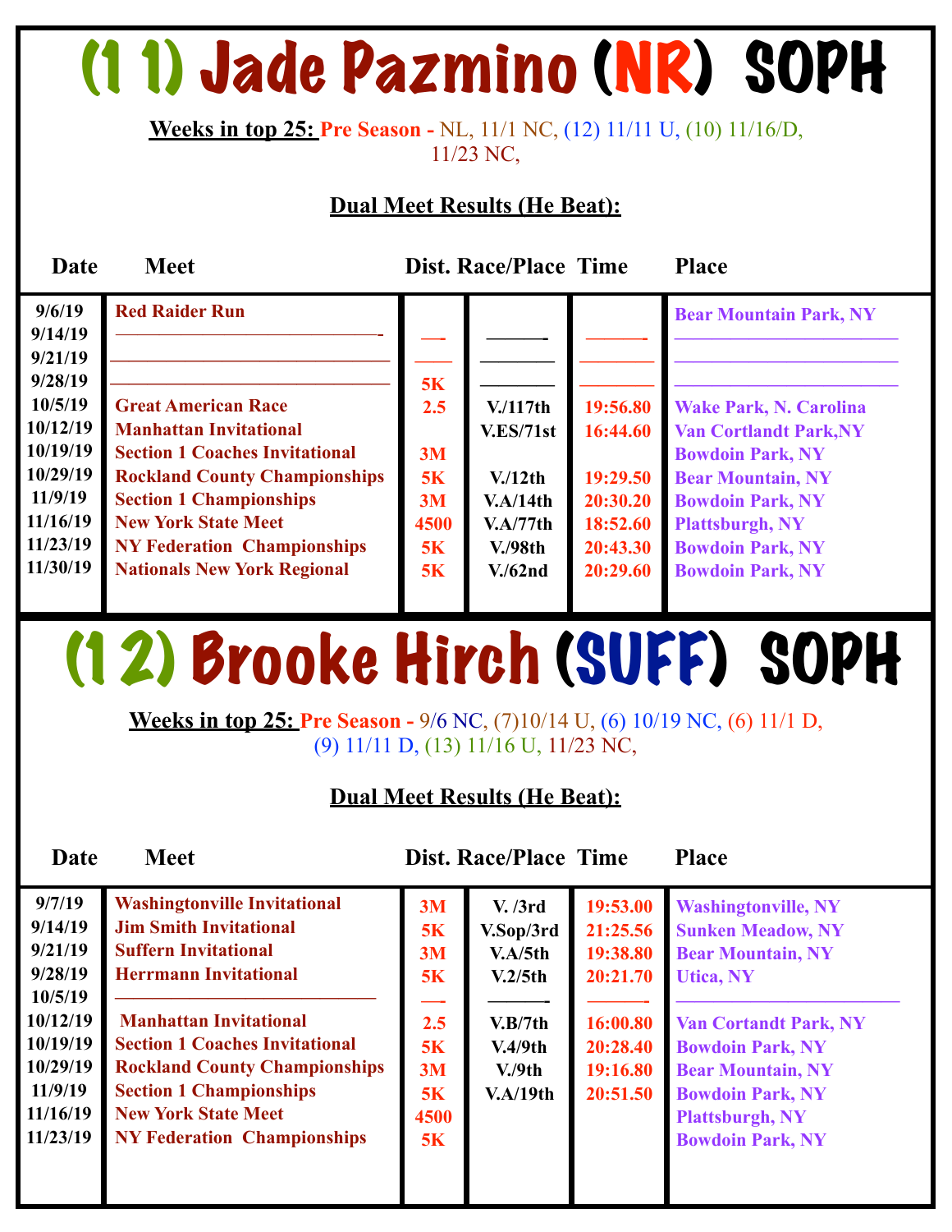# (1 1) Jade Pazmino (NR) SOPH

**Weeks in top 25:** Pre Season - NL, 11/1 NC, (12) 11/11 U, (10) 11/16/D, 11/23 NC,

**Dual Meet Results (He Beat):**

| Date | Meet | Dist. | Race/Place | Time | Place |
|---|---|---|---|---|---|
| 9/6/19 | Red Raider Run | | | | Bear Mountain Park, NY |
| 9/14/19 | ———————————— | —- | ——— | ——— | ———————————— |
| 9/21/19 | ———————————— | —— | ———— | ———— | ———————————— |
| 9/28/19 | ———————————— | 5K | ———— | ———— | ———————————— |
| 10/5/19 | Great American Race | 2.5 | V./117th | 19:56.80 | Wake Park, N. Carolina |
| 10/12/19 | Manhattan Invitational | | V.ES/71st | 16:44.60 | Van Cortlandt Park,NY |
| 10/19/19 | Section 1 Coaches Invitational | 3M | | | Bowdoin Park, NY |
| 10/29/19 | Rockland County Championships | 5K | V./12th | 19:29.50 | Bear Mountain, NY |
| 11/9/19 | Section 1 Championships | 3M | V.A/14th | 20:30.20 | Bowdoin Park, NY |
| 11/16/19 | New York State Meet | 4500 | V.A/77th | 18:52.60 | Plattsburgh, NY |
| 11/23/19 | NY Federation Championships | 5K | V./98th | 20:43.30 | Bowdoin Park, NY |
| 11/30/19 | Nationals New York Regional | 5K | V./62nd | 20:29.60 | Bowdoin Park, NY |

# (1 2) Brooke Hirch (SUFF) SOPH

**Weeks in top 25:** Pre Season - 9/6 NC, (7)10/14 U, (6) 10/19 NC, (6) 11/1 D, (9) 11/11 D, (13) 11/16 U, 11/23 NC,

**Dual Meet Results (He Beat):**

| Date | Meet | Dist. | Race/Place | Time | Place |
|---|---|---|---|---|---|
| 9/7/19 | Washingtonville Invitational | 3M | V. /3rd | 19:53.00 | Washingtonville, NY |
| 9/14/19 | Jim Smith Invitational | 5K | V.Sop/3rd | 21:25.56 | Sunken Meadow, NY |
| 9/21/19 | Suffern Invitational | 3M | V.A/5th | 19:38.80 | Bear Mountain, NY |
| 9/28/19 | Herrmann Invitational | 5K | V.2/5th | 20:21.70 | Utica, NY |
| 10/5/19 | ———————————— | —- | ——— | ——— | ———————————— |
| 10/12/19 | Manhattan Invitational | 2.5 | V.B/7th | 16:00.80 | Van Cortandt Park, NY |
| 10/19/19 | Section 1 Coaches Invitational | 5K | V.4/9th | 20:28.40 | Bowdoin Park, NY |
| 10/29/19 | Rockland County Championships | 3M | V./9th | 19:16.80 | Bear Mountain, NY |
| 11/9/19 | Section 1 Championships | 5K | V.A/19th | 20:51.50 | Bowdoin Park, NY |
| 11/16/19 | New York State Meet | 4500 | | | Plattsburgh, NY |
| 11/23/19 | NY Federation Championships | 5K | | | Bowdoin Park, NY |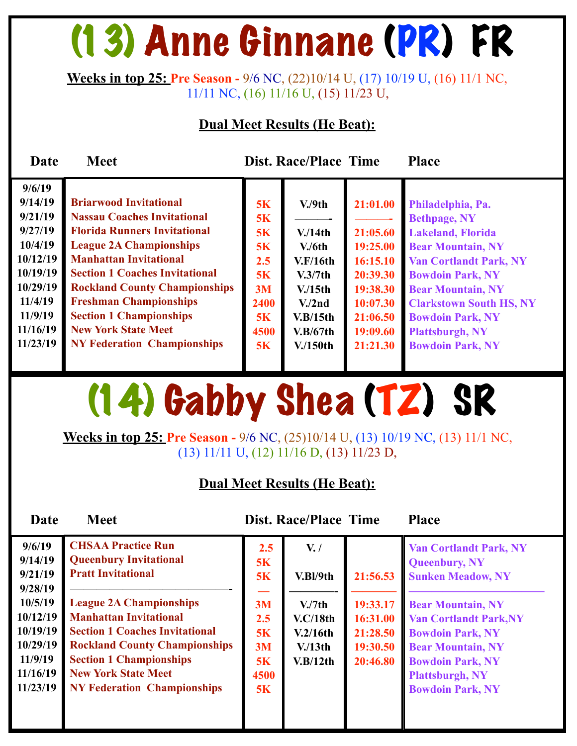# (13) Anne Ginnane (PR) FR

**Weeks in top 25:** Pre Season - 9/6 NC, (22)10/14 U, (17) 10/19 U, (16) 11/1 NC, 11/11 NC, (16) 11/16 U, (15) 11/23 U,

**Dual Meet Results (He Beat):**

| Date | Meet | Dist. | Race/Place | Time | Place |
|---|---|---|---|---|---|
| 9/6/19 | | | | | |
| 9/14/19 | Briarwood Invitational | 5K | V./9th | 21:01.00 | Philadelphia, Pa. |
| 9/21/19 | Nassau Coaches Invitational | 5K | ———- | ———- | Bethpage, NY |
| 9/27/19 | Florida Runners Invitational | 5K | V./14th | 21:05.60 | Lakeland, Florida |
| 10/4/19 | League 2A Championships | 5K | V./6th | 19:25.00 | Bear Mountain, NY |
| 10/12/19 | Manhattan Invitational | 2.5 | V.F/16th | 16:15.10 | Van Cortlandt Park, NY |
| 10/19/19 | Section 1 Coaches Invitational | 5K | V.3/7th | 20:39.30 | Bowdoin Park, NY |
| 10/29/19 | Rockland County Championships | 3M | V./15th | 19:38.30 | Bear Mountain, NY |
| 11/4/19 | Freshman Championships | 2400 | V./2nd | 10:07.30 | Clarkstown South HS, NY |
| 11/9/19 | Section 1 Championships | 5K | V.B/15th | 21:06.50 | Bowdoin Park, NY |
| 11/16/19 | New York State Meet | 4500 | V.B/67th | 19:09.60 | Plattsburgh, NY |
| 11/23/19 | NY Federation Championships | 5K | V./150th | 21:21.30 | Bowdoin Park, NY |

# (14) Gabby Shea (TZ) SR

**Weeks in top 25:** Pre Season - 9/6 NC, (25)10/14 U, (13) 10/19 NC, (13) 11/1 NC, (13) 11/11 U, (12) 11/16 D, (13) 11/23 D,

**Dual Meet Results (He Beat):**

| Date | Meet | Dist. | Race/Place | Time | Place |
|---|---|---|---|---|---|
| 9/6/19 | CHSAA Practice Run | 2.5 | V. / | | Van Cortlandt Park, NY |
| 9/14/19 | Queenbury Invitational | 5K | | | Queenbury, NY |
| 9/21/19 | Pratt Invitational | 5K | V.Bl/9th | 21:56.53 | Sunken Meadow, NY |
| 9/28/19 | ————————————- | — | ———- | ——— | ——————————— |
| 10/5/19 | League 2A Championships | 3M | V./7th | 19:33.17 | Bear Mountain, NY |
| 10/12/19 | Manhattan Invitational | 2.5 | V.C/18th | 16:31.00 | Van Cortlandt Park,NY |
| 10/19/19 | Section 1 Coaches Invitational | 5K | V.2/16th | 21:28.50 | Bowdoin Park, NY |
| 10/29/19 | Rockland County Championships | 3M | V./13th | 19:30.50 | Bear Mountain, NY |
| 11/9/19 | Section 1 Championships | 5K | V.B/12th | 20:46.80 | Bowdoin Park, NY |
| 11/16/19 | New York State Meet | 4500 | | | Plattsburgh, NY |
| 11/23/19 | NY Federation Championships | 5K | | | Bowdoin Park, NY |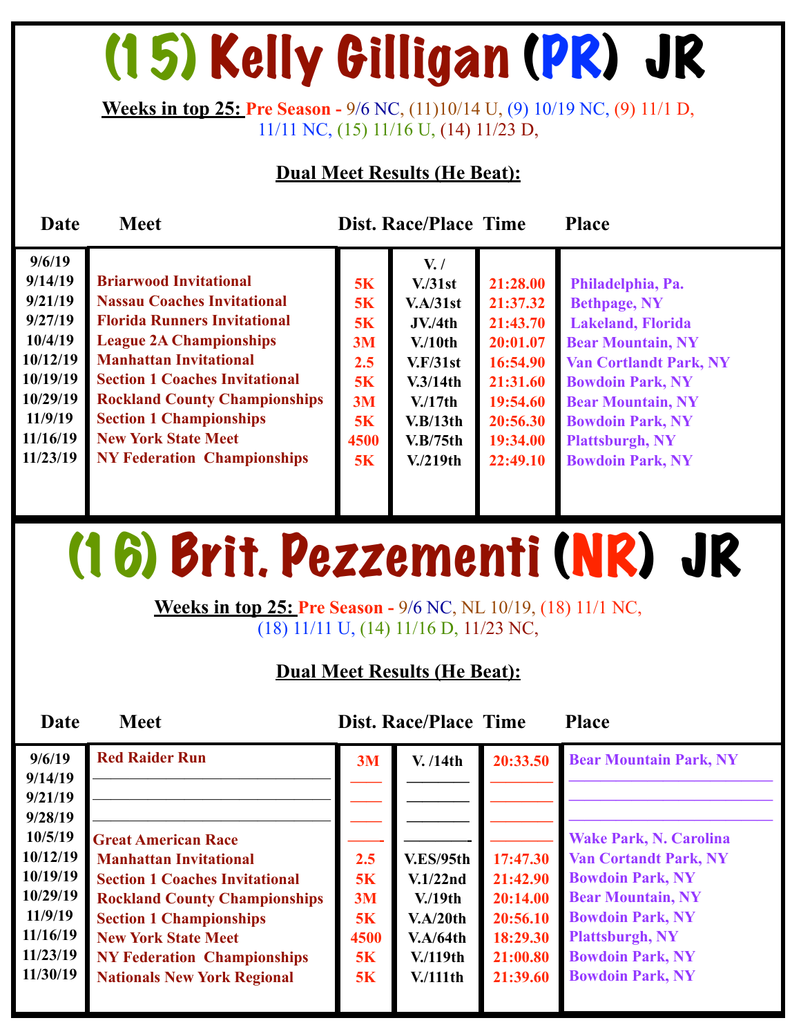# (15) Kelly Gilligan (PR) JR

**Weeks in top 25:** Pre Season - 9/6 NC, (11)10/14 U, (9) 10/19 NC, (9) 11/1 D, 11/11 NC, (15) 11/16 U, (14) 11/23 D,

**Dual Meet Results (He Beat):**

| Date | Meet | Dist. | Race/Place | Time | Place |
|---|---|---|---|---|---|
| 9/6/19 | | | V. / | | |
| 9/14/19 | Briarwood Invitational | 5K | V./31st | 21:28.00 | Philadelphia, Pa. |
| 9/21/19 | Nassau Coaches Invitational | 5K | V.A/31st | 21:37.32 | Bethpage, NY |
| 9/27/19 | Florida Runners Invitational | 5K | JV./4th | 21:43.70 | Lakeland, Florida |
| 10/4/19 | League 2A Championships | 3M | V./10th | 20:01.07 | Bear Mountain, NY |
| 10/12/19 | Manhattan Invitational | 2.5 | V.F/31st | 16:54.90 | Van Cortlandt Park, NY |
| 10/19/19 | Section 1 Coaches Invitational | 5K | V.3/14th | 21:31.60 | Bowdoin Park, NY |
| 10/29/19 | Rockland County Championships | 3M | V./17th | 19:54.60 | Bear Mountain, NY |
| 11/9/19 | Section 1 Championships | 5K | V.B/13th | 20:56.30 | Bowdoin Park, NY |
| 11/16/19 | New York State Meet | 4500 | V.B/75th | 19:34.00 | Plattsburgh, NY |
| 11/23/19 | NY Federation Championships | 5K | V./219th | 22:49.10 | Bowdoin Park, NY |

# (16) Brit. Pezzementi (NR) JR

**Weeks in top 25:** Pre Season - 9/6 NC, NL 10/19, (18) 11/1 NC, (18) 11/11 U, (14) 11/16 D, 11/23 NC,

**Dual Meet Results (He Beat):**

| Date | Meet | Dist. | Race/Place | Time | Place |
|---|---|---|---|---|---|
| 9/6/19 | Red Raider Run | 3M | V. /14th | 20:33.50 | Bear Mountain Park, NY |
| 9/14/19 | | | | | |
| 9/21/19 | | | | | |
| 9/28/19 | | | | | |
| 10/5/19 | Great American Race | | | | Wake Park, N. Carolina |
| 10/12/19 | Manhattan Invitational | 2.5 | V.ES/95th | 17:47.30 | Van Cortandt Park, NY |
| 10/19/19 | Section 1 Coaches Invitational | 5K | V.1/22nd | 21:42.90 | Bowdoin Park, NY |
| 10/29/19 | Rockland County Championships | 3M | V./19th | 20:14.00 | Bear Mountain, NY |
| 11/9/19 | Section 1 Championships | 5K | V.A/20th | 20:56.10 | Bowdoin Park, NY |
| 11/16/19 | New York State Meet | 4500 | V.A/64th | 18:29.30 | Plattsburgh, NY |
| 11/23/19 | NY Federation Championships | 5K | V./119th | 21:00.80 | Bowdoin Park, NY |
| 11/30/19 | Nationals New York Regional | 5K | V./111th | 21:39.60 | Bowdoin Park, NY |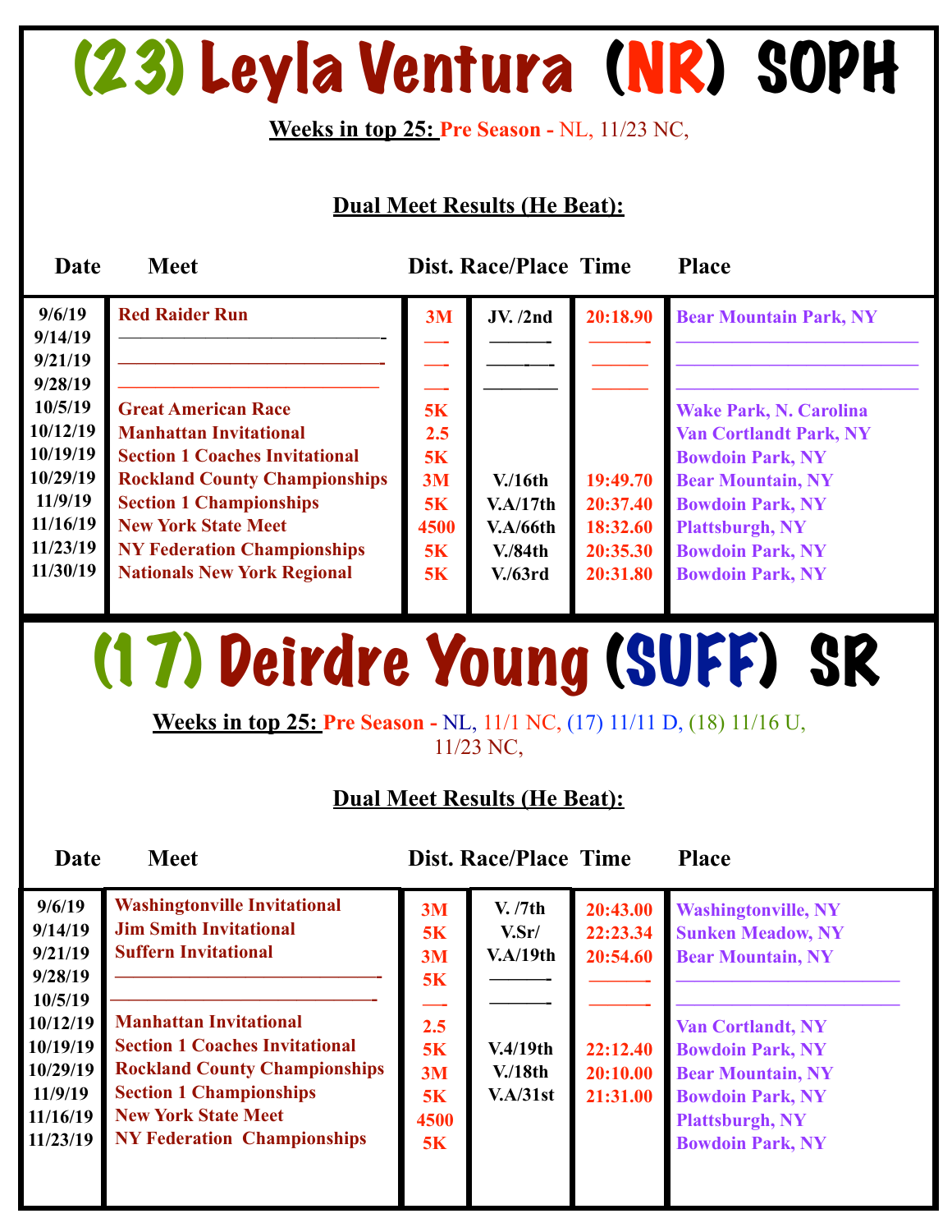# (23) Leyla Ventura (NR) SOPH

**Weeks in top 25:** Pre Season - NL, 11/23 NC,

**Dual Meet Results (He Beat):**

| Date | Meet | Dist. | Race/Place | Time | Place |
|---|---|---|---|---|---|
| 9/6/19 | Red Raider Run | 3M | JV. /2nd | 20:18.90 | Bear Mountain Park, NY |
| 9/14/19 | — | — | — | — | — |
| 9/21/19 | — | — | — | — | — |
| 9/28/19 | — | — | — | — | — |
| 10/5/19 | Great American Race | 5K | | | Wake Park, N. Carolina |
| 10/12/19 | Manhattan Invitational | 2.5 | | | Van Cortlandt Park, NY |
| 10/19/19 | Section 1 Coaches Invitational | 5K | | | Bowdoin Park, NY |
| 10/29/19 | Rockland County Championships | 3M | V./16th | 19:49.70 | Bear Mountain, NY |
| 11/9/19 | Section 1 Championships | 5K | V.A/17th | 20:37.40 | Bowdoin Park, NY |
| 11/16/19 | New York State Meet | 4500 | V.A/66th | 18:32.60 | Plattsburgh, NY |
| 11/23/19 | NY Federation Championships | 5K | V./84th | 20:35.30 | Bowdoin Park, NY |
| 11/30/19 | Nationals New York Regional | 5K | V./63rd | 20:31.80 | Bowdoin Park, NY |

# (17) Deirdre Young (SUFF) SR

**Weeks in top 25:** Pre Season - NL, 11/1 NC, (17) 11/11 D, (18) 11/16 U, 11/23 NC,

**Dual Meet Results (He Beat):**

| Date | Meet | Dist. | Race/Place | Time | Place |
|---|---|---|---|---|---|
| 9/6/19 | Washingtonville Invitational | 3M | V. /7th | 20:43.00 | Washingtonville, NY |
| 9/14/19 | Jim Smith Invitational | 5K | V.Sr/ | 22:23.34 | Sunken Meadow, NY |
| 9/21/19 | Suffern Invitational | 3M | V.A/19th | 20:54.60 | Bear Mountain, NY |
| 9/28/19 | — | 5K | — | — | — |
| 10/5/19 | — | — | — | — | — |
| 10/12/19 | Manhattan Invitational | 2.5 | | | Van Cortlandt, NY |
| 10/19/19 | Section 1 Coaches Invitational | 5K | V.4/19th | 22:12.40 | Bowdoin Park, NY |
| 10/29/19 | Rockland County Championships | 3M | V./18th | 20:10.00 | Bear Mountain, NY |
| 11/9/19 | Section 1 Championships | 5K | V.A/31st | 21:31.00 | Bowdoin Park, NY |
| 11/16/19 | New York State Meet | 4500 | | | Plattsburgh, NY |
| 11/23/19 | NY Federation Championships | 5K | | | Bowdoin Park, NY |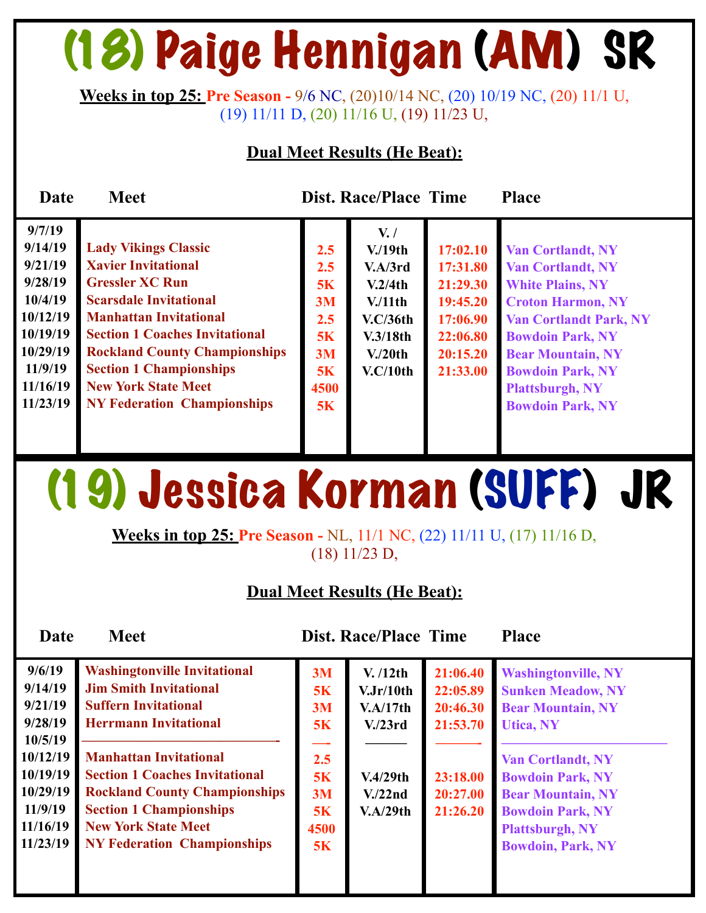# (18) Paige Hennigan (AM) SR

**Weeks in top 25:** Pre Season - 9/6 NC, (20)10/14 NC, (20) 10/19 NC, (20) 11/1 U, (19) 11/11 D, (20) 11/16 U, (19) 11/23 U,

**Dual Meet Results (He Beat):**

| Date | Meet | Dist. | Race/Place | Time | Place |
|---|---|---|---|---|---|
| 9/7/19 | | | V. / | | |
| 9/14/19 | Lady Vikings Classic | 2.5 | V./19th | 17:02.10 | Van Cortlandt, NY |
| 9/21/19 | Xavier Invitational | 2.5 | V.A/3rd | 17:31.80 | Van Cortlandt, NY |
| 9/28/19 | Gressler XC Run | 5K | V.2/4th | 21:29.30 | White Plains, NY |
| 10/4/19 | Scarsdale Invitational | 3M | V./11th | 19:45.20 | Croton Harmon, NY |
| 10/12/19 | Manhattan Invitational | 2.5 | V.C/36th | 17:06.90 | Van Cortlandt Park, NY |
| 10/19/19 | Section 1 Coaches Invitational | 5K | V.3/18th | 22:06.80 | Bowdoin Park, NY |
| 10/29/19 | Rockland County Championships | 3M | V./20th | 20:15.20 | Bear Mountain, NY |
| 11/9/19 | Section 1 Championships | 5K | V.C/10th | 21:33.00 | Bowdoin Park, NY |
| 11/16/19 | New York State Meet | 4500 | | | Plattsburgh, NY |
| 11/23/19 | NY Federation Championships | 5K | | | Bowdoin Park, NY |

# (19) Jessica Korman (SUFF) JR

**Weeks in top 25:** Pre Season - NL, 11/1 NC, (22) 11/11 U, (17) 11/16 D, (18) 11/23 D,

**Dual Meet Results (He Beat):**

| Date | Meet | Dist. | Race/Place | Time | Place |
|---|---|---|---|---|---|
| 9/6/19 | Washingtonville Invitational | 3M | V. /12th | 21:06.40 | Washingtonville, NY |
| 9/14/19 | Jim Smith Invitational | 5K | V.Jr/10th | 22:05.89 | Sunken Meadow, NY |
| 9/21/19 | Suffern Invitational | 3M | V.A/17th | 20:46.30 | Bear Mountain, NY |
| 9/28/19 | Herrmann Invitational | 5K | V./23rd | 21:53.70 | Utica, NY |
| 10/5/19 | ——— | — | ——— | ——— | ——— |
| 10/12/19 | Manhattan Invitational | 2.5 | | | Van Cortlandt, NY |
| 10/19/19 | Section 1 Coaches Invitational | 5K | V.4/29th | 23:18.00 | Bowdoin Park, NY |
| 10/29/19 | Rockland County Championships | 3M | V./22nd | 20:27.00 | Bear Mountain, NY |
| 11/9/19 | Section 1 Championships | 5K | V.A/29th | 21:26.20 | Bowdoin Park, NY |
| 11/16/19 | New York State Meet | 4500 | | | Plattsburgh, NY |
| 11/23/19 | NY Federation Championships | 5K | | | Bowdoin, Park, NY |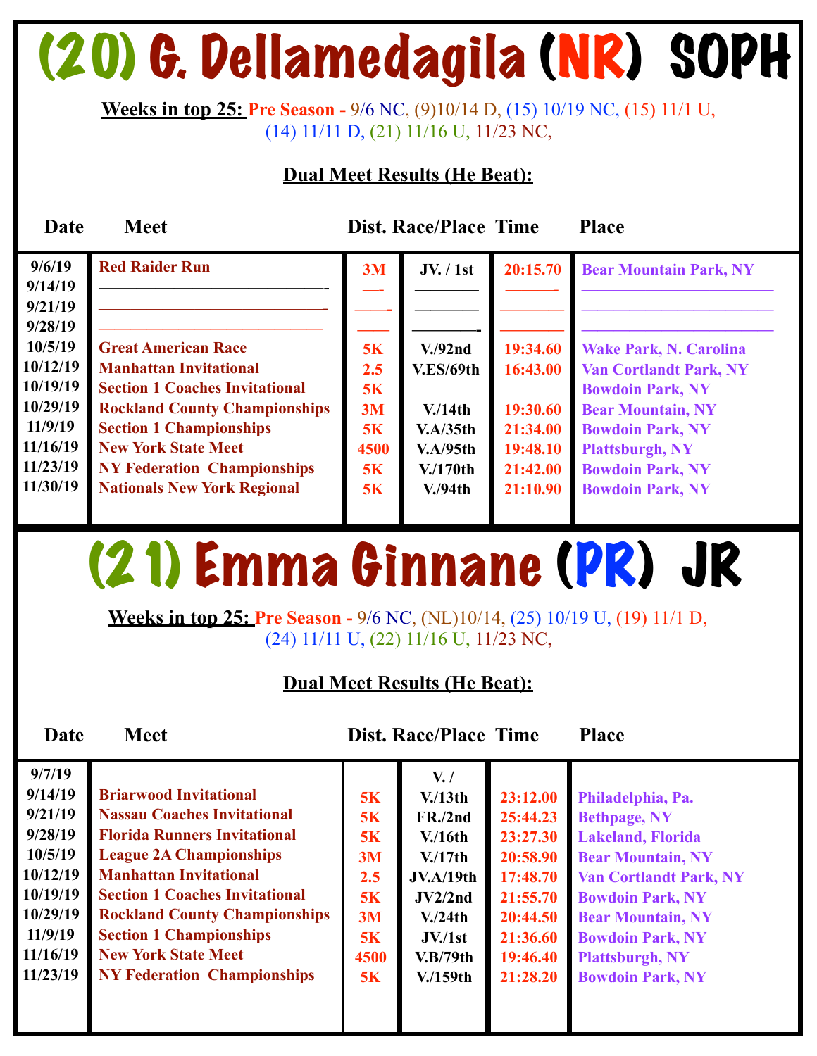# (20) G. Dellamedagila (NR) SOPH

**Weeks in top 25:** Pre Season - 9/6 NC, (9)10/14 D, (15) 10/19 NC, (15) 11/1 U, (14) 11/11 D, (21) 11/16 U, 11/23 NC,

**Dual Meet Results (He Beat):**

| Date | Meet | Dist. | Race/Place | Time | Place |
|---|---|---|---|---|---|
| 9/6/19 | Red Raider Run | 3M | JV. / 1st | 20:15.70 | Bear Mountain Park, NY |
| 9/14/19 | | | | | |
| 9/21/19 | | | | | |
| 9/28/19 | | | | | |
| 10/5/19 | Great American Race | 5K | V./92nd | 19:34.60 | Wake Park, N. Carolina |
| 10/12/19 | Manhattan Invitational | 2.5 | V.ES/69th | 16:43.00 | Van Cortlandt Park, NY |
| 10/19/19 | Section 1 Coaches Invitational | 5K | | | Bowdoin Park, NY |
| 10/29/19 | Rockland County Championships | 3M | V./14th | 19:30.60 | Bear Mountain, NY |
| 11/9/19 | Section 1 Championships | 5K | V.A/35th | 21:34.00 | Bowdoin Park, NY |
| 11/16/19 | New York State Meet | 4500 | V.A/95th | 19:48.10 | Plattsburgh, NY |
| 11/23/19 | NY Federation Championships | 5K | V./170th | 21:42.00 | Bowdoin Park, NY |
| 11/30/19 | Nationals New York Regional | 5K | V./94th | 21:10.90 | Bowdoin Park, NY |

# (21) Emma Ginnane (PR) JR

**Weeks in top 25:** Pre Season - 9/6 NC, (NL)10/14, (25) 10/19 U, (19) 11/1 D, (24) 11/11 U, (22) 11/16 U, 11/23 NC,

**Dual Meet Results (He Beat):**

| Date | Meet | Dist. | Race/Place | Time | Place |
|---|---|---|---|---|---|
| 9/7/19 | | | V. / | | |
| 9/14/19 | Briarwood Invitational | 5K | V./13th | 23:12.00 | Philadelphia, Pa. |
| 9/21/19 | Nassau Coaches Invitational | 5K | FR./2nd | 25:44.23 | Bethpage, NY |
| 9/28/19 | Florida Runners Invitational | 5K | V./16th | 23:27.30 | Lakeland, Florida |
| 10/5/19 | League 2A Championships | 3M | V./17th | 20:58.90 | Bear Mountain, NY |
| 10/12/19 | Manhattan Invitational | 2.5 | JV.A/19th | 17:48.70 | Van Cortlandt Park, NY |
| 10/19/19 | Section 1 Coaches Invitational | 5K | JV2/2nd | 21:55.70 | Bowdoin Park, NY |
| 10/29/19 | Rockland County Championships | 3M | V./24th | 20:44.50 | Bear Mountain, NY |
| 11/9/19 | Section 1 Championships | 5K | JV./1st | 21:36.60 | Bowdoin Park, NY |
| 11/16/19 | New York State Meet | 4500 | V.B/79th | 19:46.40 | Plattsburgh, NY |
| 11/23/19 | NY Federation Championships | 5K | V./159th | 21:28.20 | Bowdoin Park, NY |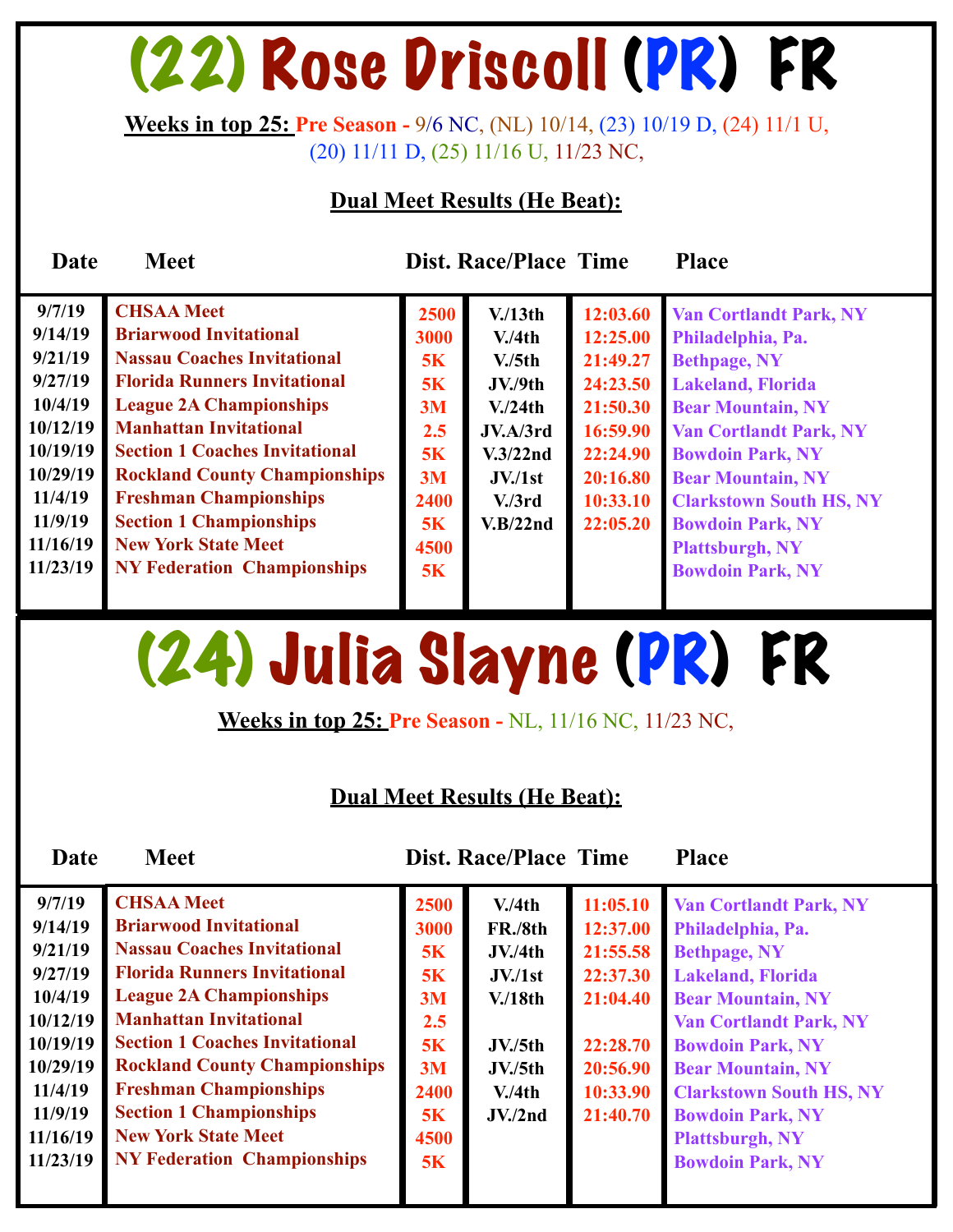# (22) Rose Driscoll (PR) FR

**Weeks in top 25:** Pre Season - 9/6 NC, (NL) 10/14, (23) 10/19 D, (24) 11/1 U, (20) 11/11 D, (25) 11/16 U, 11/23 NC,

**Dual Meet Results (He Beat):**

| Date | Meet | Dist. | Race/Place | Time | Place |
|---|---|---|---|---|---|
| 9/7/19 | CHSAA Meet | 2500 | V./13th | 12:03.60 | Van Cortlandt Park, NY |
| 9/14/19 | Briarwood Invitational | 3000 | V./4th | 12:25.00 | Philadelphia, Pa. |
| 9/21/19 | Nassau Coaches Invitational | 5K | V./5th | 21:49.27 | Bethpage, NY |
| 9/27/19 | Florida Runners Invitational | 5K | JV./9th | 24:23.50 | Lakeland, Florida |
| 10/4/19 | League 2A Championships | 3M | V./24th | 21:50.30 | Bear Mountain, NY |
| 10/12/19 | Manhattan Invitational | 2.5 | JV.A/3rd | 16:59.90 | Van Cortlandt Park, NY |
| 10/19/19 | Section 1 Coaches Invitational | 5K | V.3/22nd | 22:24.90 | Bowdoin Park, NY |
| 10/29/19 | Rockland County Championships | 3M | JV./1st | 20:16.80 | Bear Mountain, NY |
| 11/4/19 | Freshman Championships | 2400 | V./3rd | 10:33.10 | Clarkstown South HS, NY |
| 11/9/19 | Section 1 Championships | 5K | V.B/22nd | 22:05.20 | Bowdoin Park, NY |
| 11/16/19 | New York State Meet | 4500 | | | Plattsburgh, NY |
| 11/23/19 | NY Federation Championships | 5K | | | Bowdoin Park, NY |

# (24) Julia Slayne (PR) FR

**Weeks in top 25:** Pre Season - NL, 11/16 NC, 11/23 NC,

**Dual Meet Results (He Beat):**

| Date | Meet | Dist. | Race/Place | Time | Place |
|---|---|---|---|---|---|
| 9/7/19 | CHSAA Meet | 2500 | V./4th | 11:05.10 | Van Cortlandt Park, NY |
| 9/14/19 | Briarwood Invitational | 3000 | FR./8th | 12:37.00 | Philadelphia, Pa. |
| 9/21/19 | Nassau Coaches Invitational | 5K | JV./4th | 21:55.58 | Bethpage, NY |
| 9/27/19 | Florida Runners Invitational | 5K | JV./1st | 22:37.30 | Lakeland, Florida |
| 10/4/19 | League 2A Championships | 3M | V./18th | 21:04.40 | Bear Mountain, NY |
| 10/12/19 | Manhattan Invitational | 2.5 | | | Van Cortlandt Park, NY |
| 10/19/19 | Section 1 Coaches Invitational | 5K | JV./5th | 22:28.70 | Bowdoin Park, NY |
| 10/29/19 | Rockland County Championships | 3M | JV./5th | 20:56.90 | Bear Mountain, NY |
| 11/4/19 | Freshman Championships | 2400 | V./4th | 10:33.90 | Clarkstown South HS, NY |
| 11/9/19 | Section 1 Championships | 5K | JV./2nd | 21:40.70 | Bowdoin Park, NY |
| 11/16/19 | New York State Meet | 4500 | | | Plattsburgh, NY |
| 11/23/19 | NY Federation Championships | 5K | | | Bowdoin Park, NY |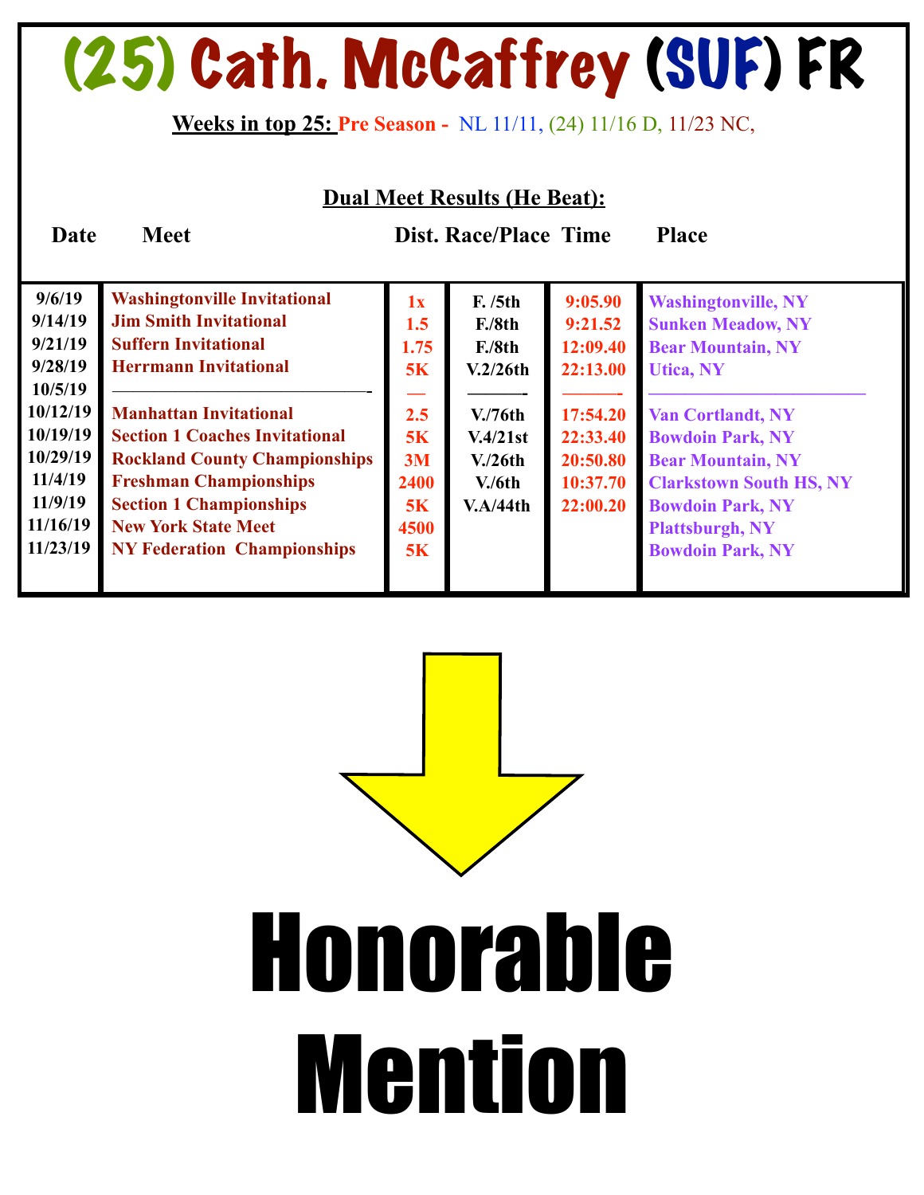# (25) Cath. McCaffrey (SUF) FR

**Weeks in top 25:** Pre Season - NL 11/11, (24) 11/16 D, 11/23 NC,

**Dual Meet Results (He Beat):**

| Date | Meet | Dist. | Race/Place | Time | Place |
|---|---|---|---|---|---|
| 9/6/19 | Washingtonville Invitational | 1x | F. /5th | 9:05.90 | Washingtonville, NY |
| 9/14/19 | Jim Smith Invitational | 1.5 | F./8th | 9:21.52 | Sunken Meadow, NY |
| 9/21/19 | Suffern Invitational | 1.75 | F./8th | 12:09.40 | Bear Mountain, NY |
| 9/28/19 | Herrmann Invitational | 5K | V.2/26th | 22:13.00 | Utica, NY |
| 10/5/19 | ————————————- | — | ———- | ———- | ———————————— |
| 10/12/19 | Manhattan Invitational | 2.5 | V./76th | 17:54.20 | Van Cortlandt, NY |
| 10/19/19 | Section 1 Coaches Invitational | 5K | V.4/21st | 22:33.40 | Bowdoin Park, NY |
| 10/29/19 | Rockland County Championships | 3M | V./26th | 20:50.80 | Bear Mountain, NY |
| 11/4/19 | Freshman Championships | 2400 | V./6th | 10:37.70 | Clarkstown South HS, NY |
| 11/9/19 | Section 1 Championships | 5K | V.A/44th | 22:00.20 | Bowdoin Park, NY |
| 11/16/19 | New York State Meet | 4500 | | | Plattsburgh, NY |
| 11/23/19 | NY Federation Championships | 5K | | | Bowdoin Park, NY |

# Honorable Mention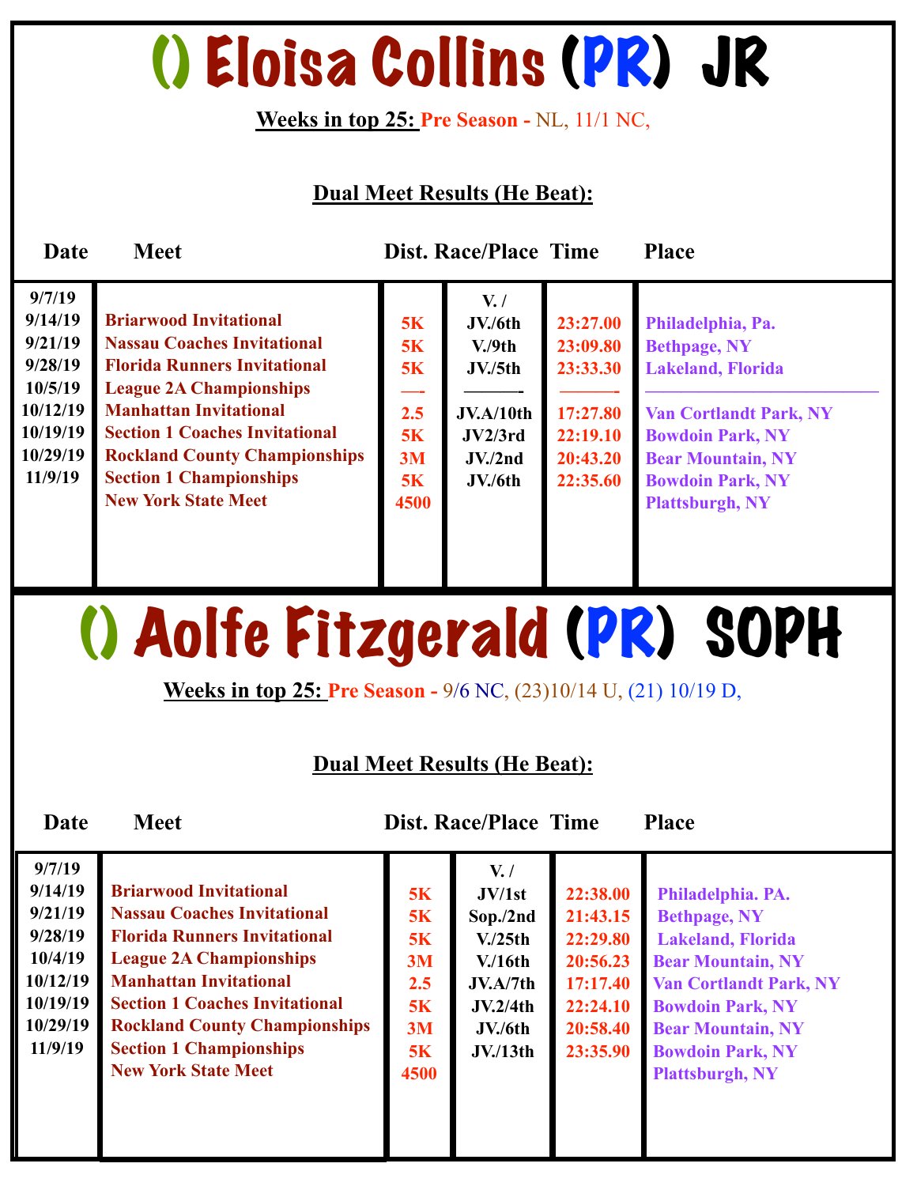# () Eloisa Collins (PR) JR

**Weeks in top 25:** Pre Season - NL, 11/1 NC,

**Dual Meet Results (He Beat):**

| Date | Meet | Dist. | Race/Place | Time | Place |
|---|---|---|---|---|---|
| 9/7/19 | | | V. / | | |
| 9/14/19 | Briarwood Invitational | 5K | JV./6th | 23:27.00 | Philadelphia, Pa. |
| 9/21/19 | Nassau Coaches Invitational | 5K | V./9th | 23:09.80 | Bethpage, NY |
| 9/28/19 | Florida Runners Invitational | 5K | JV./5th | 23:33.30 | Lakeland, Florida |
| 10/5/19 | League 2A Championships | —- | ———- | ———- | ———————————— |
| 10/12/19 | Manhattan Invitational | 2.5 | JV.A/10th | 17:27.80 | Van Cortlandt Park, NY |
| 10/19/19 | Section 1 Coaches Invitational | 5K | JV2/3rd | 22:19.10 | Bowdoin Park, NY |
| 10/29/19 | Rockland County Championships | 3M | JV./2nd | 20:43.20 | Bear Mountain, NY |
| 11/9/19 | Section 1 Championships | 5K | JV./6th | 22:35.60 | Bowdoin Park, NY |
| | New York State Meet | 4500 | | | Plattsburgh, NY |

# () Aolfe Fitzgerald (PR) SOPH

**Weeks in top 25:** Pre Season - 9/6 NC, (23)10/14 U, (21) 10/19 D,

**Dual Meet Results (He Beat):**

| Date | Meet | Dist. | Race/Place | Time | Place |
|---|---|---|---|---|---|
| 9/7/19 | | | V. / | | |
| 9/14/19 | Briarwood Invitational | 5K | JV/1st | 22:38.00 | Philadelphia. PA. |
| 9/21/19 | Nassau Coaches Invitational | 5K | Sop./2nd | 21:43.15 | Bethpage, NY |
| 9/28/19 | Florida Runners Invitational | 5K | V./25th | 22:29.80 | Lakeland, Florida |
| 10/4/19 | League 2A Championships | 3M | V./16th | 20:56.23 | Bear Mountain, NY |
| 10/12/19 | Manhattan Invitational | 2.5 | JV.A/7th | 17:17.40 | Van Cortlandt Park, NY |
| 10/19/19 | Section 1 Coaches Invitational | 5K | JV.2/4th | 22:24.10 | Bowdoin Park, NY |
| 10/29/19 | Rockland County Championships | 3M | JV./6th | 20:58.40 | Bear Mountain, NY |
| 11/9/19 | Section 1 Championships | 5K | JV./13th | 23:35.90 | Bowdoin Park, NY |
| | New York State Meet | 4500 | | | Plattsburgh, NY |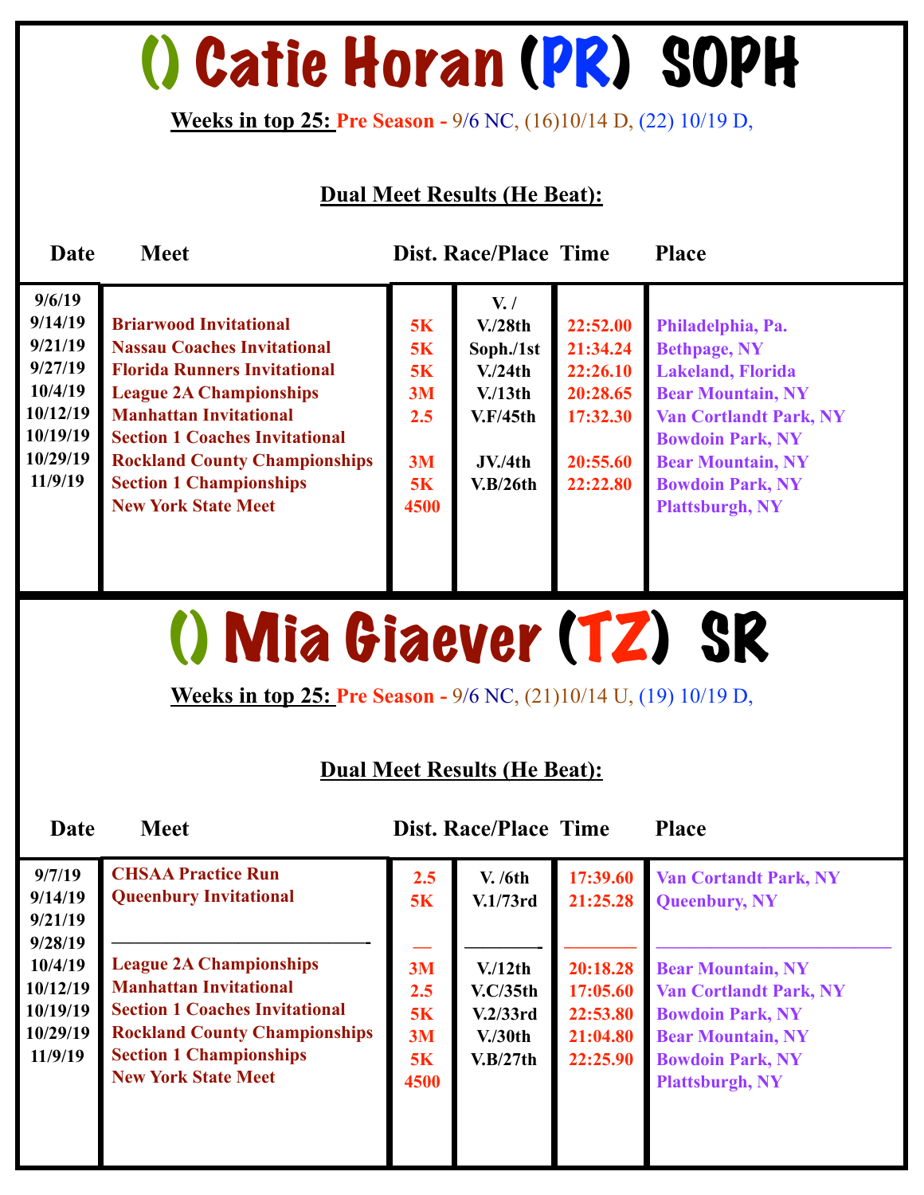# () Catie Horan (PR) SOPH

**Weeks in top 25:** Pre Season - 9/6 NC, (16)10/14 D, (22) 10/19 D,

**Dual Meet Results (He Beat):**

| Date | Meet | Dist. | Race/Place | Time | Place |
|---|---|---|---|---|---|
| 9/6/19 | | | V. / | | |
| 9/14/19 | Briarwood Invitational | 5K | V./28th | 22:52.00 | Philadelphia, Pa. |
| 9/21/19 | Nassau Coaches Invitational | 5K | Soph./1st | 21:34.24 | Bethpage, NY |
| 9/27/19 | Florida Runners Invitational | 5K | V./24th | 22:26.10 | Lakeland, Florida |
| 10/4/19 | League 2A Championships | 3M | V./13th | 20:28.65 | Bear Mountain, NY |
| 10/12/19 | Manhattan Invitational | 2.5 | V.F/45th | 17:32.30 | Van Cortlandt Park, NY |
| 10/19/19 | Section 1 Coaches Invitational | | | | Bowdoin Park, NY |
| 10/29/19 | Rockland County Championships | 3M | JV./4th | 20:55.60 | Bear Mountain, NY |
| 11/9/19 | Section 1 Championships | 5K | V.B/26th | 22:22.80 | Bowdoin Park, NY |
| | New York State Meet | 4500 | | | Plattsburgh, NY |

# () Mia Giaever (TZ) SR

**Weeks in top 25:** Pre Season - 9/6 NC, (21)10/14 U, (19) 10/19 D,

**Dual Meet Results (He Beat):**

| Date | Meet | Dist. | Race/Place | Time | Place |
|---|---|---|---|---|---|
| 9/7/19 | CHSAA Practice Run | 2.5 | V. /6th | 17:39.60 | Van Cortandt Park, NY |
| 9/14/19 | Queenbury Invitational | 5K | V.1/73rd | 21:25.28 | Queenbury, NY |
| 9/21/19 | | | | | |
| 9/28/19 | ———————————- | — | ————- | ——— | ———————————— |
| 10/4/19 | League 2A Championships | 3M | V./12th | 20:18.28 | Bear Mountain, NY |
| 10/12/19 | Manhattan Invitational | 2.5 | V.C/35th | 17:05.60 | Van Cortlandt Park, NY |
| 10/19/19 | Section 1 Coaches Invitational | 5K | V.2/33rd | 22:53.80 | Bowdoin Park, NY |
| 10/29/19 | Rockland County Championships | 3M | V./30th | 21:04.80 | Bear Mountain, NY |
| 11/9/19 | Section 1 Championships | 5K | V.B/27th | 22:25.90 | Bowdoin Park, NY |
| | New York State Meet | 4500 | | | Plattsburgh, NY |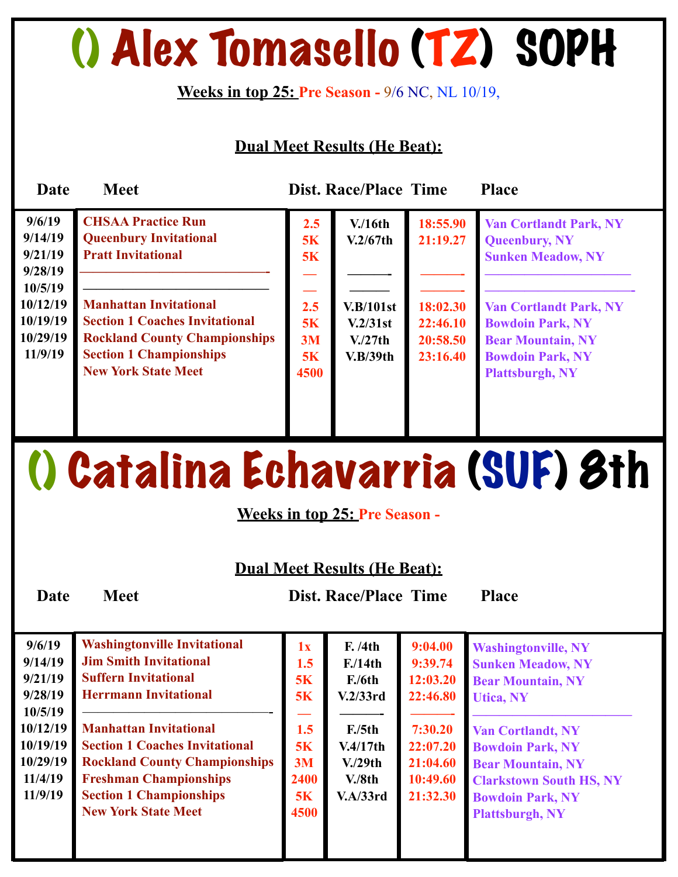# () Alex Tomasello (TZ) SOPH

**Weeks in top 25:** Pre Season - 9/6 NC, NL 10/19,

**Dual Meet Results (He Beat):**

| Date | Meet | Dist. | Race/Place | Time | Place |
|---|---|---|---|---|---|
| 9/6/19 | CHSAA Practice Run | 2.5 | V./16th | 18:55.90 | Van Cortlandt Park, NY |
| 9/14/19 | Queenbury Invitational | 5K | V.2/67th | 21:19.27 | Queenbury, NY |
| 9/21/19 | Pratt Invitational | 5K | | | Sunken Meadow, NY |
| 9/28/19 | —————————————- | — | ———- | ———- | ——————————— |
| 10/5/19 | ————————————— | — | ——— | ———- | ———————————- |
| 10/12/19 | Manhattan Invitational | 2.5 | V.B/101st | 18:02.30 | Van Cortlandt Park, NY |
| 10/19/19 | Section 1 Coaches Invitational | 5K | V.2/31st | 22:46.10 | Bowdoin Park, NY |
| 10/29/19 | Rockland County Championships | 3M | V./27th | 20:58.50 | Bear Mountain, NY |
| 11/9/19 | Section 1 Championships | 5K | V.B/39th | 23:16.40 | Bowdoin Park, NY |
| | New York State Meet | 4500 | | | Plattsburgh, NY |

# () Catalina Echavarria (SUF) 8th

**Weeks in top 25:** Pre Season -

**Dual Meet Results (He Beat):**

| Date | Meet | Dist. | Race/Place | Time | Place |
|---|---|---|---|---|---|
| 9/6/19 | Washingtonville Invitational | 1x | F. /4th | 9:04.00 | Washingtonville, NY |
| 9/14/19 | Jim Smith Invitational | 1.5 | F./14th | 9:39.74 | Sunken Meadow, NY |
| 9/21/19 | Suffern Invitational | 5K | F./6th | 12:03.20 | Bear Mountain, NY |
| 9/28/19 | Herrmann Invitational | 5K | V.2/33rd | 22:46.80 | Utica, NY |
| 10/5/19 | ————————————- | — | ———- | ———- | ———————————— |
| 10/12/19 | Manhattan Invitational | 1.5 | F./5th | 7:30.20 | Van Cortlandt, NY |
| 10/19/19 | Section 1 Coaches Invitational | 5K | V.4/17th | 22:07.20 | Bowdoin Park, NY |
| 10/29/19 | Rockland County Championships | 3M | V./29th | 21:04.60 | Bear Mountain, NY |
| 11/4/19 | Freshman Championships | 2400 | V./8th | 10:49.60 | Clarkstown South HS, NY |
| 11/9/19 | Section 1 Championships | 5K | V.A/33rd | 21:32.30 | Bowdoin Park, NY |
| | New York State Meet | 4500 | | | Plattsburgh, NY |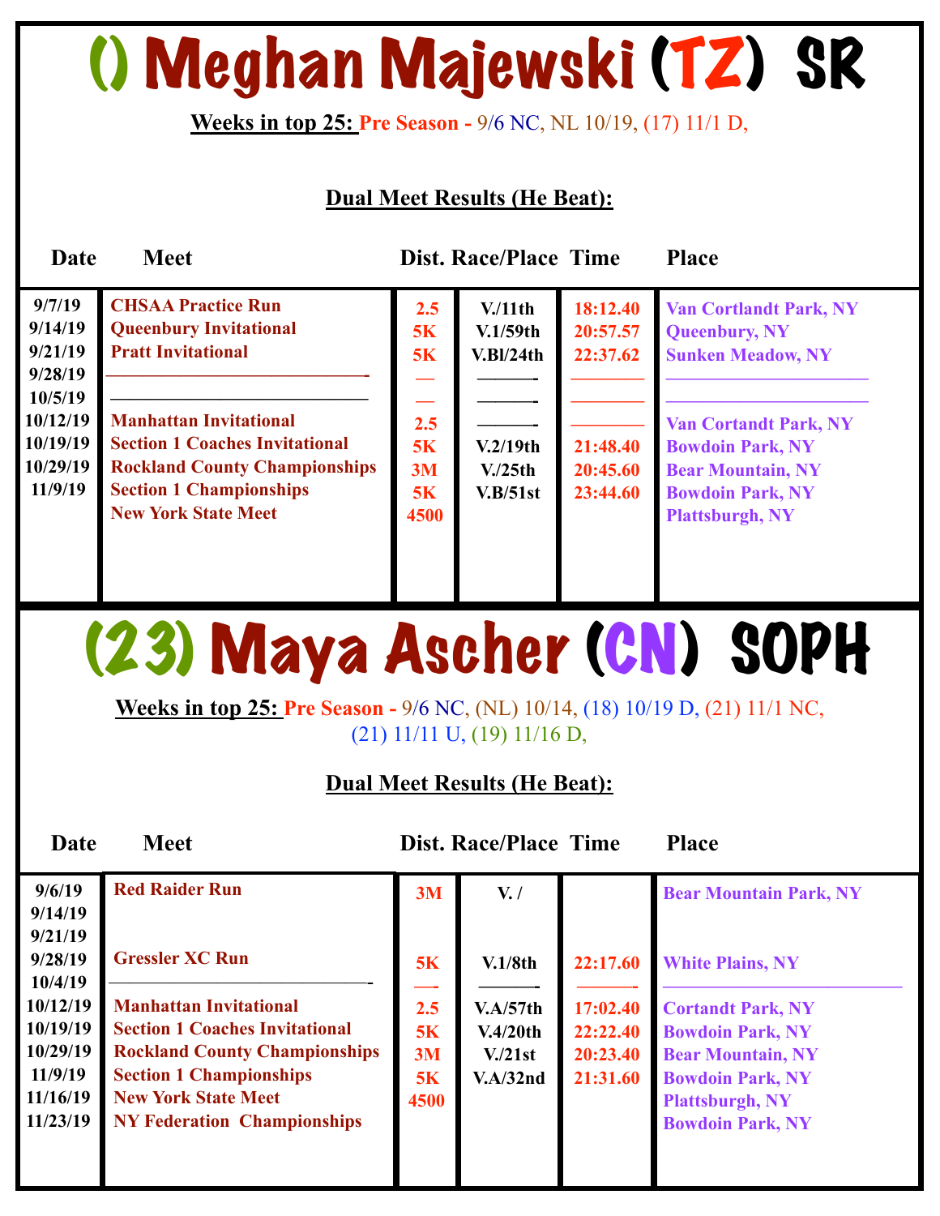# () Meghan Majewski (TZ) SR

**Weeks in top 25:** Pre Season - 9/6 NC, NL 10/19, (17) 11/1 D,

**Dual Meet Results (He Beat):**

| Date | Meet | Dist. | Race/Place | Time | Place |
|---|---|---|---|---|---|
| 9/7/19 | CHSAA Practice Run | 2.5 | V./11th | 18:12.40 | Van Cortlandt Park, NY |
| 9/14/19 | Queenbury Invitational | 5K | V.1/59th | 20:57.57 | Queenbury, NY |
| 9/21/19 | Pratt Invitational | 5K | V.Bl/24th | 22:37.62 | Sunken Meadow, NY |
| 9/28/19 | ———————— | — | ——— | ——— | ———————— |
| 10/5/19 | ———————— | — | ——— | ——— | ———————— |
| 10/12/19 | Manhattan Invitational | 2.5 | ——— | ——— | Van Cortandt Park, NY |
| 10/19/19 | Section 1 Coaches Invitational | 5K | V.2/19th | 21:48.40 | Bowdoin Park, NY |
| 10/29/19 | Rockland County Championships | 3M | V./25th | 20:45.60 | Bear Mountain, NY |
| 11/9/19 | Section 1 Championships | 5K | V.B/51st | 23:44.60 | Bowdoin Park, NY |
| | New York State Meet | 4500 | | | Plattsburgh, NY |

# (23) Maya Ascher (CN) SOPH

**Weeks in top 25:** Pre Season - 9/6 NC, (NL) 10/14, (18) 10/19 D, (21) 11/1 NC, (21) 11/11 U, (19) 11/16 D,

**Dual Meet Results (He Beat):**

| Date | Meet | Dist. | Race/Place | Time | Place |
|---|---|---|---|---|---|
| 9/6/19 | Red Raider Run | 3M | V. / | | Bear Mountain Park, NY |
| 9/14/19 | | | | | |
| 9/21/19 | | | | | |
| 9/28/19 | Gressler XC Run | 5K | V.1/8th | 22:17.60 | White Plains, NY |
| 10/4/19 | ———————— | — | ——— | ——— | ———————— |
| 10/12/19 | Manhattan Invitational | 2.5 | V.A/57th | 17:02.40 | Cortandt Park, NY |
| 10/19/19 | Section 1 Coaches Invitational | 5K | V.4/20th | 22:22.40 | Bowdoin Park, NY |
| 10/29/19 | Rockland County Championships | 3M | V./21st | 20:23.40 | Bear Mountain, NY |
| 11/9/19 | Section 1 Championships | 5K | V.A/32nd | 21:31.60 | Bowdoin Park, NY |
| 11/16/19 | New York State Meet | 4500 | | | Plattsburgh, NY |
| 11/23/19 | NY Federation Championships | | | | Bowdoin Park, NY |